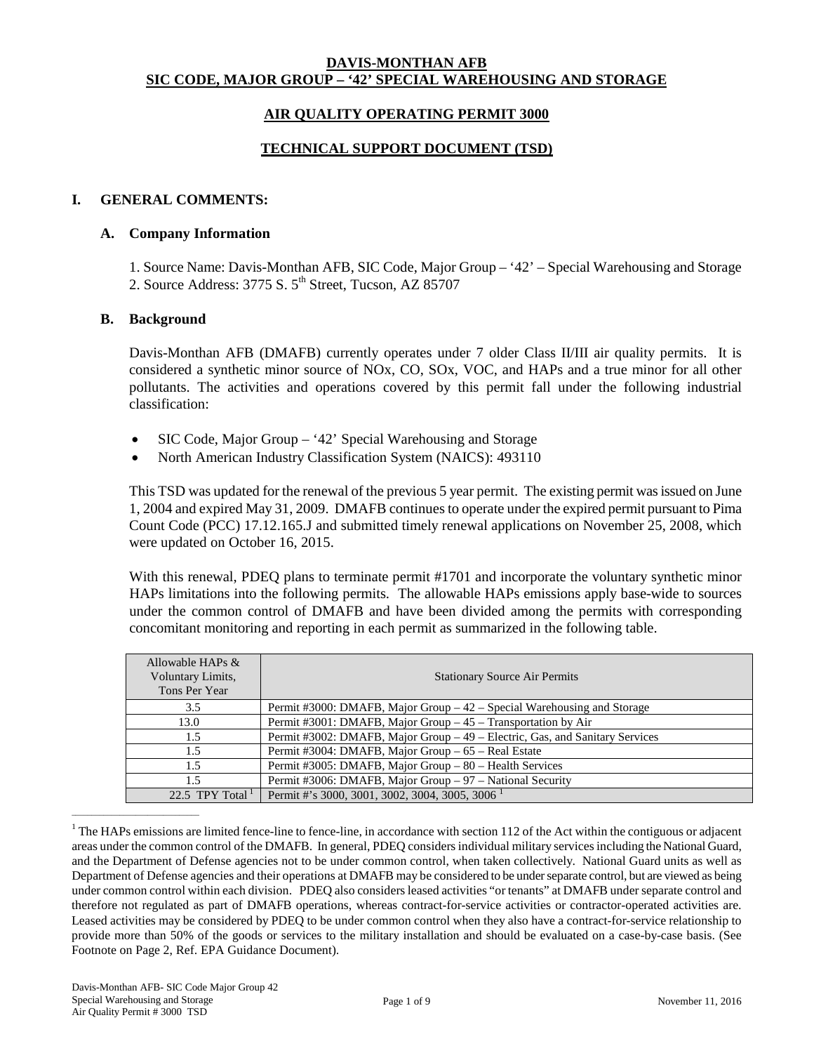**DAVIS-MONTHAN AFB**
**SIC CODE, MAJOR GROUP – '42' SPECIAL WAREHOUSING AND STORAGE**

**AIR QUALITY OPERATING PERMIT 3000**

**TECHNICAL SUPPORT DOCUMENT (TSD)**

# I. GENERAL COMMENTS:

## A. Company Information

1. Source Name: Davis-Monthan AFB, SIC Code, Major Group – '42' – Special Warehousing and Storage
2. Source Address: 3775 S. 5th Street, Tucson, AZ 85707

## B. Background

Davis-Monthan AFB (DMAFB) currently operates under 7 older Class II/III air quality permits. It is considered a synthetic minor source of NOx, CO, SOx, VOC, and HAPs and a true minor for all other pollutants. The activities and operations covered by this permit fall under the following industrial classification:

- SIC Code, Major Group – '42' Special Warehousing and Storage
- North American Industry Classification System (NAICS): 493110

This TSD was updated for the renewal of the previous 5 year permit. The existing permit was issued on June 1, 2004 and expired May 31, 2009. DMAFB continues to operate under the expired permit pursuant to Pima Count Code (PCC) 17.12.165.J and submitted timely renewal applications on November 25, 2008, which were updated on October 16, 2015.

With this renewal, PDEQ plans to terminate permit #1701 and incorporate the voluntary synthetic minor HAPs limitations into the following permits. The allowable HAPs emissions apply base-wide to sources under the common control of DMAFB and have been divided among the permits with corresponding concomitant monitoring and reporting in each permit as summarized in the following table.

| Allowable HAPs & Voluntary Limits, Tons Per Year | Stationary Source Air Permits |
|---|---|
| 3.5 | Permit #3000: DMAFB, Major Group – 42 – Special Warehousing and Storage |
| 13.0 | Permit #3001: DMAFB, Major Group – 45 – Transportation by Air |
| 1.5 | Permit #3002: DMAFB, Major Group – 49 – Electric, Gas, and Sanitary Services |
| 1.5 | Permit #3004: DMAFB, Major Group – 65 – Real Estate |
| 1.5 | Permit #3005: DMAFB, Major Group – 80 – Health Services |
| 1.5 | Permit #3006: DMAFB, Major Group – 97 – National Security |
| 22.5 TPY Total [1] | Permit #'s 3000, 3001, 3002, 3004, 3005, 3006 [1] |

[1] The HAPs emissions are limited fence-line to fence-line, in accordance with section 112 of the Act within the contiguous or adjacent areas under the common control of the DMAFB. In general, PDEQ considers individual military services including the National Guard, and the Department of Defense agencies not to be under common control, when taken collectively. National Guard units as well as Department of Defense agencies and their operations at DMAFB may be considered to be under separate control, but are viewed as being under common control within each division. PDEQ also considers leased activities "or tenants" at DMAFB under separate control and therefore not regulated as part of DMAFB operations, whereas contract-for-service activities or contractor-operated activities are. Leased activities may be considered by PDEQ to be under common control when they also have a contract-for-service relationship to provide more than 50% of the goods or services to the military installation and should be evaluated on a case-by-case basis. (See Footnote on Page 2, Ref. EPA Guidance Document).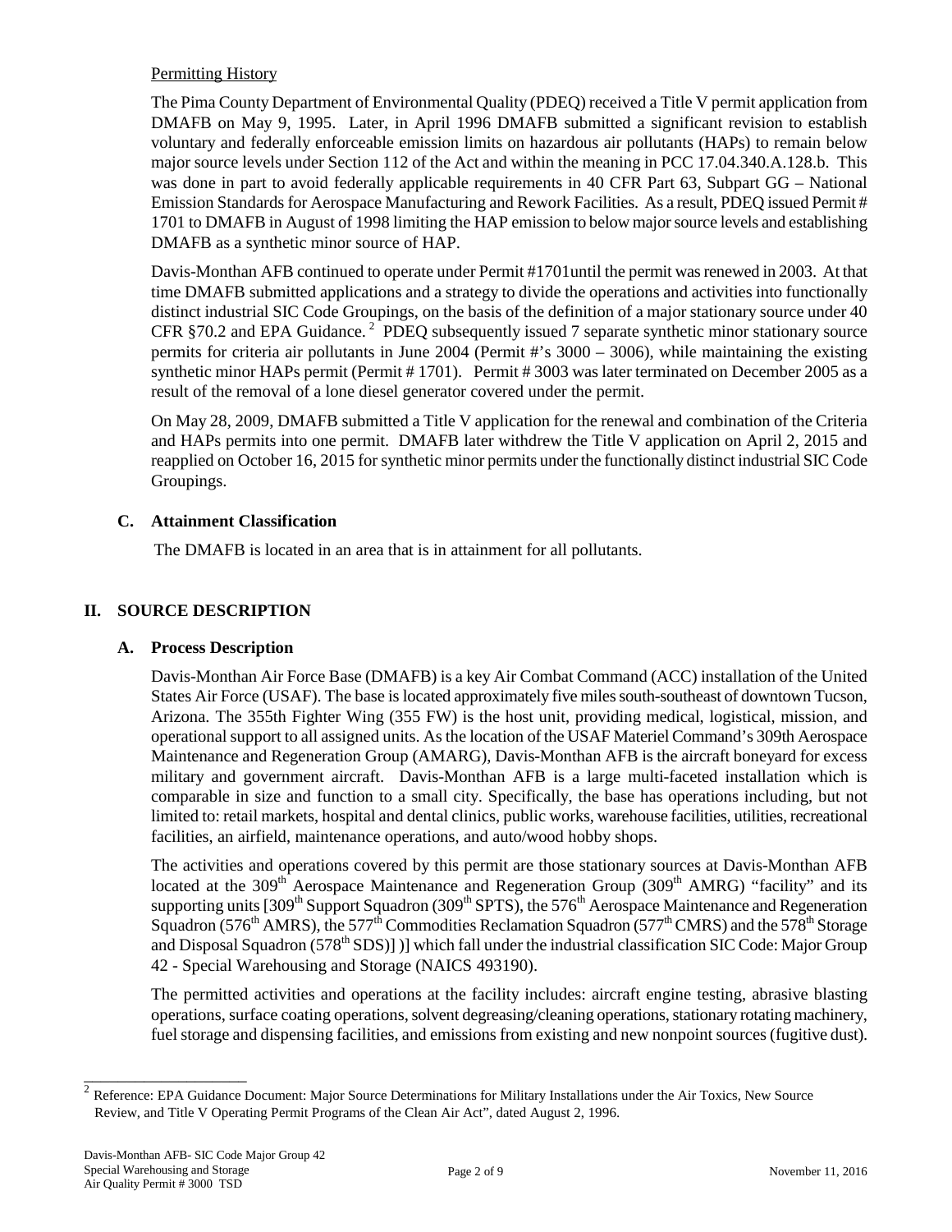Permitting History

The Pima County Department of Environmental Quality (PDEQ) received a Title V permit application from DMAFB on May 9, 1995. Later, in April 1996 DMAFB submitted a significant revision to establish voluntary and federally enforceable emission limits on hazardous air pollutants (HAPs) to remain below major source levels under Section 112 of the Act and within the meaning in PCC 17.04.340.A.128.b. This was done in part to avoid federally applicable requirements in 40 CFR Part 63, Subpart GG – National Emission Standards for Aerospace Manufacturing and Rework Facilities. As a result, PDEQ issued Permit # 1701 to DMAFB in August of 1998 limiting the HAP emission to below major source levels and establishing DMAFB as a synthetic minor source of HAP.

Davis-Monthan AFB continued to operate under Permit #1701until the permit was renewed in 2003. At that time DMAFB submitted applications and a strategy to divide the operations and activities into functionally distinct industrial SIC Code Groupings, on the basis of the definition of a major stationary source under 40 CFR §70.2 and EPA Guidance. [2] PDEQ subsequently issued 7 separate synthetic minor stationary source permits for criteria air pollutants in June 2004 (Permit #'s 3000 – 3006), while maintaining the existing synthetic minor HAPs permit (Permit # 1701). Permit # 3003 was later terminated on December 2005 as a result of the removal of a lone diesel generator covered under the permit.

On May 28, 2009, DMAFB submitted a Title V application for the renewal and combination of the Criteria and HAPs permits into one permit. DMAFB later withdrew the Title V application on April 2, 2015 and reapplied on October 16, 2015 for synthetic minor permits under the functionally distinct industrial SIC Code Groupings.

### C. Attainment Classification

The DMAFB is located in an area that is in attainment for all pollutants.

## II. SOURCE DESCRIPTION

### A. Process Description

Davis-Monthan Air Force Base (DMAFB) is a key Air Combat Command (ACC) installation of the United States Air Force (USAF). The base is located approximately five miles south-southeast of downtown Tucson, Arizona. The 355th Fighter Wing (355 FW) is the host unit, providing medical, logistical, mission, and operational support to all assigned units. As the location of the USAF Materiel Command's 309th Aerospace Maintenance and Regeneration Group (AMARG), Davis-Monthan AFB is the aircraft boneyard for excess military and government aircraft. Davis-Monthan AFB is a large multi-faceted installation which is comparable in size and function to a small city. Specifically, the base has operations including, but not limited to: retail markets, hospital and dental clinics, public works, warehouse facilities, utilities, recreational facilities, an airfield, maintenance operations, and auto/wood hobby shops.

The activities and operations covered by this permit are those stationary sources at Davis-Monthan AFB located at the 309th Aerospace Maintenance and Regeneration Group (309th AMRG) "facility" and its supporting units [309th Support Squadron (309th SPTS), the 576th Aerospace Maintenance and Regeneration Squadron (576th AMRS), the 577th Commodities Reclamation Squadron (577th CMRS) and the 578th Storage and Disposal Squadron (578th SDS)] )] which fall under the industrial classification SIC Code: Major Group 42 - Special Warehousing and Storage (NAICS 493190).

The permitted activities and operations at the facility includes: aircraft engine testing, abrasive blasting operations, surface coating operations, solvent degreasing/cleaning operations, stationary rotating machinery, fuel storage and dispensing facilities, and emissions from existing and new nonpoint sources (fugitive dust).

---

[2] Reference: EPA Guidance Document: Major Source Determinations for Military Installations under the Air Toxics, New Source Review, and Title V Operating Permit Programs of the Clean Air Act", dated August 2, 1996.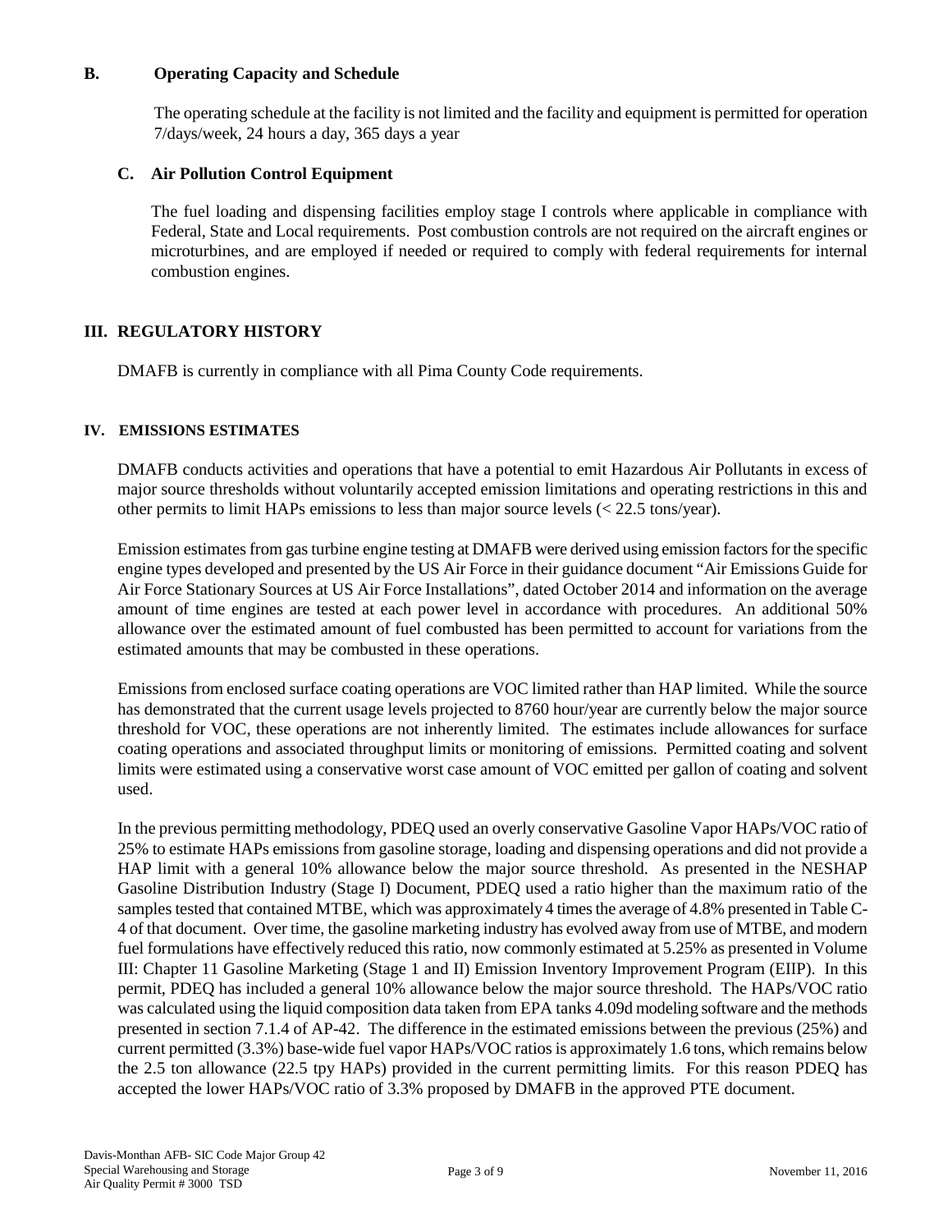### B. Operating Capacity and Schedule

The operating schedule at the facility is not limited and the facility and equipment is permitted for operation 7/days/week, 24 hours a day, 365 days a year

### C. Air Pollution Control Equipment

The fuel loading and dispensing facilities employ stage I controls where applicable in compliance with Federal, State and Local requirements. Post combustion controls are not required on the aircraft engines or microturbines, and are employed if needed or required to comply with federal requirements for internal combustion engines.

## III. REGULATORY HISTORY

DMAFB is currently in compliance with all Pima County Code requirements.

## IV. EMISSIONS ESTIMATES

DMAFB conducts activities and operations that have a potential to emit Hazardous Air Pollutants in excess of major source thresholds without voluntarily accepted emission limitations and operating restrictions in this and other permits to limit HAPs emissions to less than major source levels (< 22.5 tons/year).

Emission estimates from gas turbine engine testing at DMAFB were derived using emission factors for the specific engine types developed and presented by the US Air Force in their guidance document "Air Emissions Guide for Air Force Stationary Sources at US Air Force Installations", dated October 2014 and information on the average amount of time engines are tested at each power level in accordance with procedures. An additional 50% allowance over the estimated amount of fuel combusted has been permitted to account for variations from the estimated amounts that may be combusted in these operations.

Emissions from enclosed surface coating operations are VOC limited rather than HAP limited. While the source has demonstrated that the current usage levels projected to 8760 hour/year are currently below the major source threshold for VOC, these operations are not inherently limited. The estimates include allowances for surface coating operations and associated throughput limits or monitoring of emissions. Permitted coating and solvent limits were estimated using a conservative worst case amount of VOC emitted per gallon of coating and solvent used.

In the previous permitting methodology, PDEQ used an overly conservative Gasoline Vapor HAPs/VOC ratio of 25% to estimate HAPs emissions from gasoline storage, loading and dispensing operations and did not provide a HAP limit with a general 10% allowance below the major source threshold. As presented in the NESHAP Gasoline Distribution Industry (Stage I) Document, PDEQ used a ratio higher than the maximum ratio of the samples tested that contained MTBE, which was approximately 4 times the average of 4.8% presented in Table C-4 of that document. Over time, the gasoline marketing industry has evolved away from use of MTBE, and modern fuel formulations have effectively reduced this ratio, now commonly estimated at 5.25% as presented in Volume III: Chapter 11 Gasoline Marketing (Stage 1 and II) Emission Inventory Improvement Program (EIIP). In this permit, PDEQ has included a general 10% allowance below the major source threshold. The HAPs/VOC ratio was calculated using the liquid composition data taken from EPA tanks 4.09d modeling software and the methods presented in section 7.1.4 of AP-42. The difference in the estimated emissions between the previous (25%) and current permitted (3.3%) base-wide fuel vapor HAPs/VOC ratios is approximately 1.6 tons, which remains below the 2.5 ton allowance (22.5 tpy HAPs) provided in the current permitting limits. For this reason PDEQ has accepted the lower HAPs/VOC ratio of 3.3% proposed by DMAFB in the approved PTE document.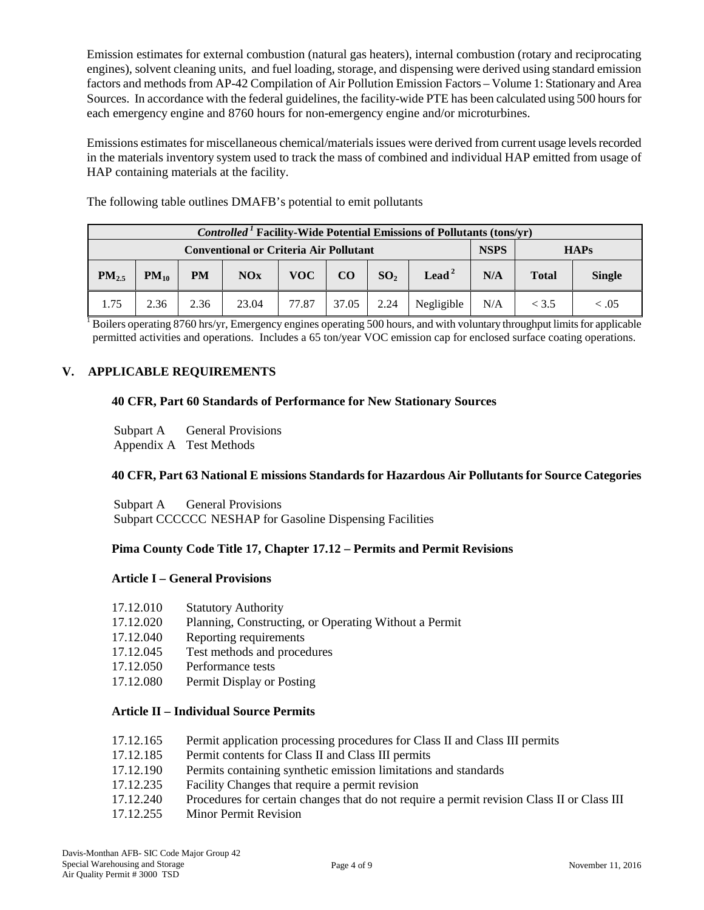Emission estimates for external combustion (natural gas heaters), internal combustion (rotary and reciprocating engines), solvent cleaning units, and fuel loading, storage, and dispensing were derived using standard emission factors and methods from AP-42 Compilation of Air Pollution Emission Factors – Volume 1: Stationary and Area Sources. In accordance with the federal guidelines, the facility-wide PTE has been calculated using 500 hours for each emergency engine and 8760 hours for non-emergency engine and/or microturbines.

Emissions estimates for miscellaneous chemical/materials issues were derived from current usage levels recorded in the materials inventory system used to track the mass of combined and individual HAP emitted from usage of HAP containing materials at the facility.

The following table outlines DMAFB's potential to emit pollutants

| *Controlled*[1] Facility-Wide Potential Emissions of Pollutants (tons/yr) | | | | | | | | | | |
|---|---|---|---|---|---|---|---|---|---|---|
| **Conventional or Criteria Air Pollutant** | | | | | | | | **NSPS** | **HAPs** | |
| **$PM_{2.5}$** | **$PM_{10}$** | **PM** | **NOx** | **VOC** | **CO** | **$SO_2$** | **Lead**[2] | **N/A** | **Total** | **Single** |
| 1.75 | 2.36 | 2.36 | 23.04 | 77.87 | 37.05 | 2.24 | Negligible | N/A | < 3.5 | < .05 |

[1] Boilers operating 8760 hrs/yr, Emergency engines operating 500 hours, and with voluntary throughput limits for applicable permitted activities and operations. Includes a 65 ton/year VOC emission cap for enclosed surface coating operations.

## V. APPLICABLE REQUIREMENTS

### 40 CFR, Part 60 Standards of Performance for New Stationary Sources

Subpart A General Provisions
Appendix A Test Methods

### 40 CFR, Part 63 National E missions Standards for Hazardous Air Pollutants for Source Categories

Subpart A General Provisions
Subpart CCCCCC NESHAP for Gasoline Dispensing Facilities

### Pima County Code Title 17, Chapter 17.12 – Permits and Permit Revisions

### Article I – General Provisions

- 17.12.010 Statutory Authority
- 17.12.020 Planning, Constructing, or Operating Without a Permit
- 17.12.040 Reporting requirements
- 17.12.045 Test methods and procedures
- 17.12.050 Performance tests
- 17.12.080 Permit Display or Posting

### Article II – Individual Source Permits

- 17.12.165 Permit application processing procedures for Class II and Class III permits
- 17.12.185 Permit contents for Class II and Class III permits
- 17.12.190 Permits containing synthetic emission limitations and standards
- 17.12.235 Facility Changes that require a permit revision
- 17.12.240 Procedures for certain changes that do not require a permit revision Class II or Class III
- 17.12.255 Minor Permit Revision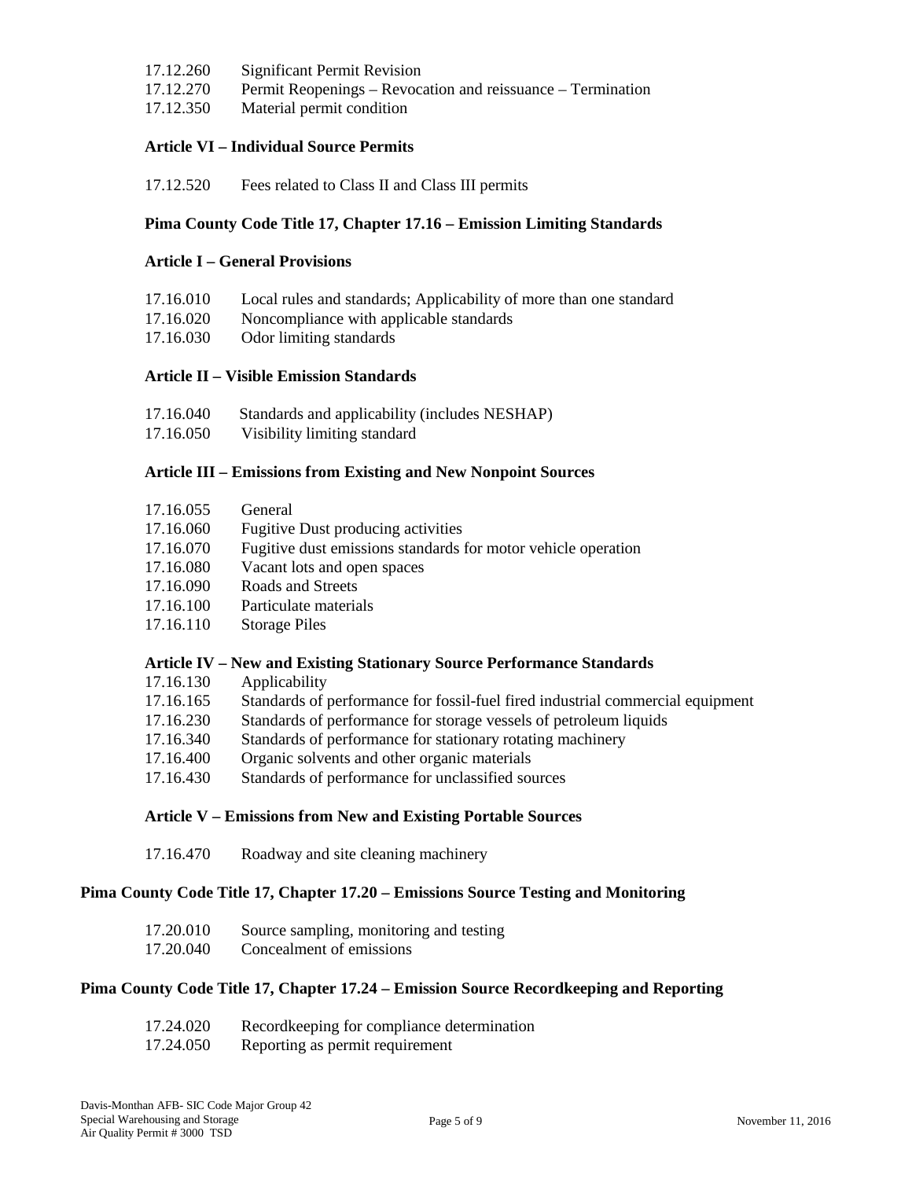17.12.260 Significant Permit Revision
17.12.270 Permit Reopenings – Revocation and reissuance – Termination
17.12.350 Material permit condition

**Article VI – Individual Source Permits**

17.12.520 Fees related to Class II and Class III permits

**Pima County Code Title 17, Chapter 17.16 – Emission Limiting Standards**

**Article I – General Provisions**

17.16.010 Local rules and standards; Applicability of more than one standard
17.16.020 Noncompliance with applicable standards
17.16.030 Odor limiting standards

**Article II – Visible Emission Standards**

17.16.040 Standards and applicability (includes NESHAP)
17.16.050 Visibility limiting standard

**Article III – Emissions from Existing and New Nonpoint Sources**

17.16.055 General
17.16.060 Fugitive Dust producing activities
17.16.070 Fugitive dust emissions standards for motor vehicle operation
17.16.080 Vacant lots and open spaces
17.16.090 Roads and Streets
17.16.100 Particulate materials
17.16.110 Storage Piles

**Article IV – New and Existing Stationary Source Performance Standards**

17.16.130 Applicability
17.16.165 Standards of performance for fossil-fuel fired industrial commercial equipment
17.16.230 Standards of performance for storage vessels of petroleum liquids
17.16.340 Standards of performance for stationary rotating machinery
17.16.400 Organic solvents and other organic materials
17.16.430 Standards of performance for unclassified sources

**Article V – Emissions from New and Existing Portable Sources**

17.16.470 Roadway and site cleaning machinery

**Pima County Code Title 17, Chapter 17.20 – Emissions Source Testing and Monitoring**

17.20.010 Source sampling, monitoring and testing
17.20.040 Concealment of emissions

**Pima County Code Title 17, Chapter 17.24 – Emission Source Recordkeeping and Reporting**

17.24.020 Recordkeeping for compliance determination
17.24.050 Reporting as permit requirement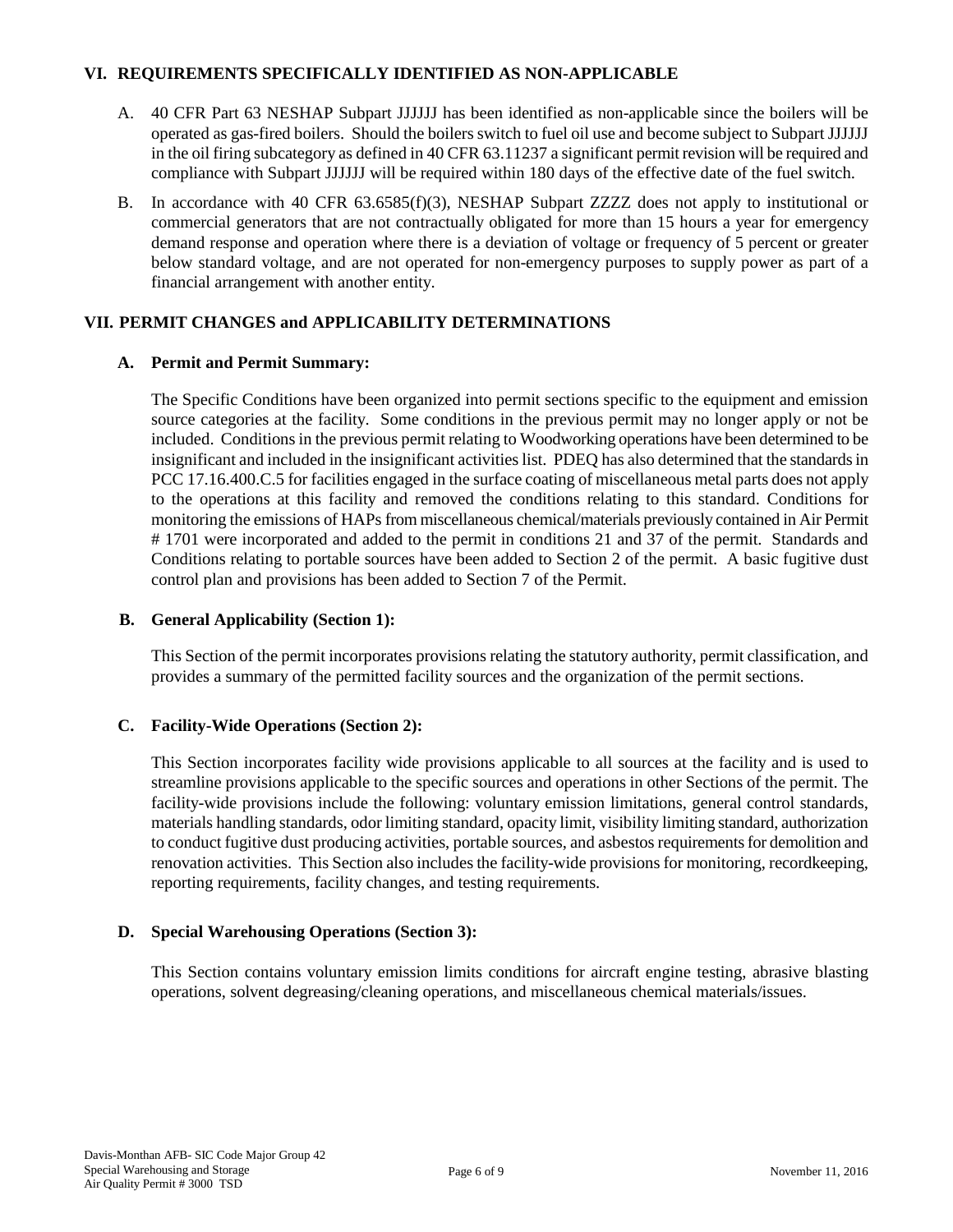## VI. REQUIREMENTS SPECIFICALLY IDENTIFIED AS NON-APPLICABLE

A. 40 CFR Part 63 NESHAP Subpart JJJJJJ has been identified as non-applicable since the boilers will be operated as gas-fired boilers. Should the boilers switch to fuel oil use and become subject to Subpart JJJJJJ in the oil firing subcategory as defined in 40 CFR 63.11237 a significant permit revision will be required and compliance with Subpart JJJJJJ will be required within 180 days of the effective date of the fuel switch.

B. In accordance with 40 CFR 63.6585(f)(3), NESHAP Subpart ZZZZ does not apply to institutional or commercial generators that are not contractually obligated for more than 15 hours a year for emergency demand response and operation where there is a deviation of voltage or frequency of 5 percent or greater below standard voltage, and are not operated for non-emergency purposes to supply power as part of a financial arrangement with another entity.

## VII. PERMIT CHANGES and APPLICABILITY DETERMINATIONS

### A. Permit and Permit Summary:

The Specific Conditions have been organized into permit sections specific to the equipment and emission source categories at the facility. Some conditions in the previous permit may no longer apply or not be included. Conditions in the previous permit relating to Woodworking operations have been determined to be insignificant and included in the insignificant activities list. PDEQ has also determined that the standards in PCC 17.16.400.C.5 for facilities engaged in the surface coating of miscellaneous metal parts does not apply to the operations at this facility and removed the conditions relating to this standard. Conditions for monitoring the emissions of HAPs from miscellaneous chemical/materials previously contained in Air Permit # 1701 were incorporated and added to the permit in conditions 21 and 37 of the permit. Standards and Conditions relating to portable sources have been added to Section 2 of the permit. A basic fugitive dust control plan and provisions has been added to Section 7 of the Permit.

### B. General Applicability (Section 1):

This Section of the permit incorporates provisions relating the statutory authority, permit classification, and provides a summary of the permitted facility sources and the organization of the permit sections.

### C. Facility-Wide Operations (Section 2):

This Section incorporates facility wide provisions applicable to all sources at the facility and is used to streamline provisions applicable to the specific sources and operations in other Sections of the permit. The facility-wide provisions include the following: voluntary emission limitations, general control standards, materials handling standards, odor limiting standard, opacity limit, visibility limiting standard, authorization to conduct fugitive dust producing activities, portable sources, and asbestos requirements for demolition and renovation activities. This Section also includes the facility-wide provisions for monitoring, recordkeeping, reporting requirements, facility changes, and testing requirements.

### D. Special Warehousing Operations (Section 3):

This Section contains voluntary emission limits conditions for aircraft engine testing, abrasive blasting operations, solvent degreasing/cleaning operations, and miscellaneous chemical materials/issues.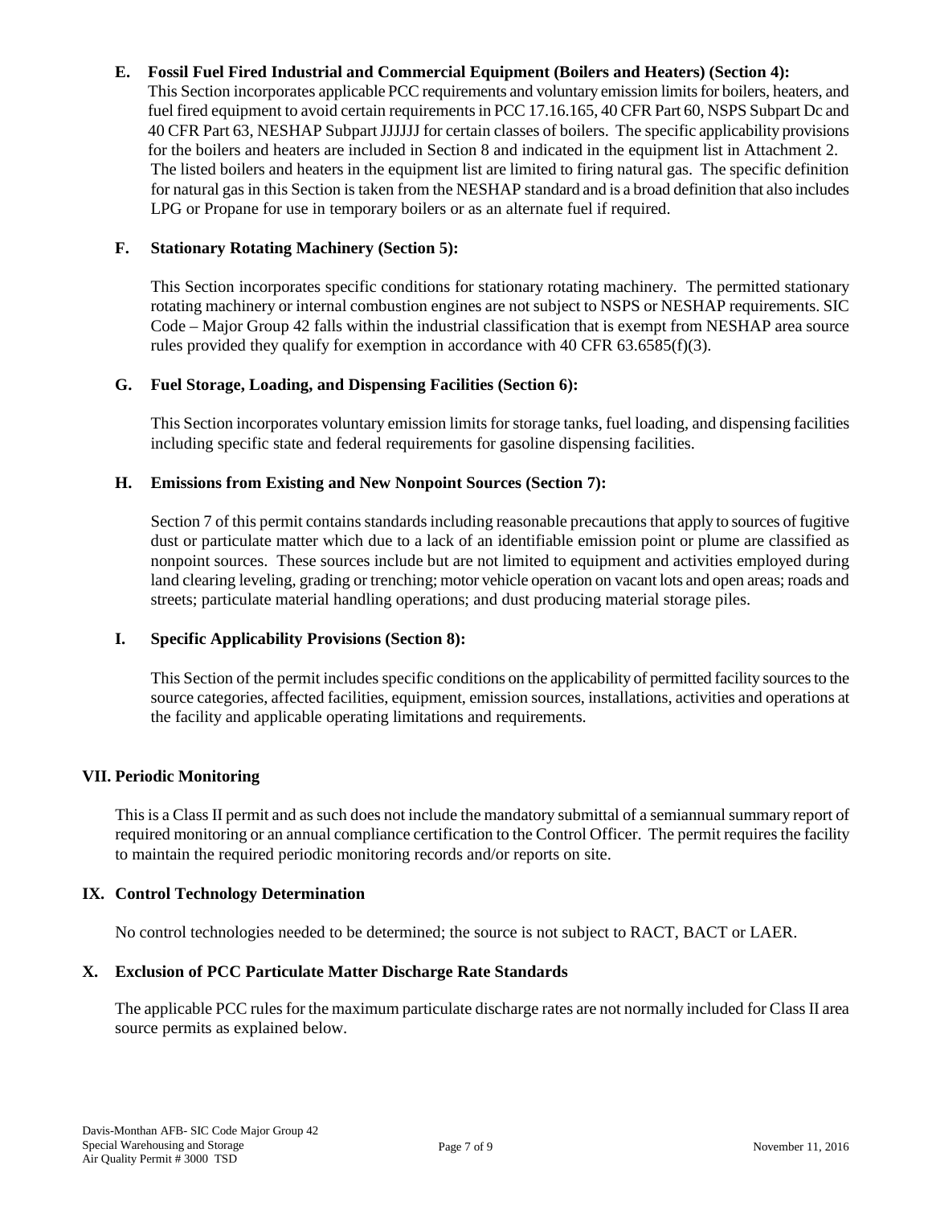### E. Fossil Fuel Fired Industrial and Commercial Equipment (Boilers and Heaters) (Section 4):

This Section incorporates applicable PCC requirements and voluntary emission limits for boilers, heaters, and fuel fired equipment to avoid certain requirements in PCC 17.16.165, 40 CFR Part 60, NSPS Subpart Dc and 40 CFR Part 63, NESHAP Subpart JJJJJJ for certain classes of boilers. The specific applicability provisions for the boilers and heaters are included in Section 8 and indicated in the equipment list in Attachment 2. The listed boilers and heaters in the equipment list are limited to firing natural gas. The specific definition for natural gas in this Section is taken from the NESHAP standard and is a broad definition that also includes LPG or Propane for use in temporary boilers or as an alternate fuel if required.

### F. Stationary Rotating Machinery (Section 5):

This Section incorporates specific conditions for stationary rotating machinery. The permitted stationary rotating machinery or internal combustion engines are not subject to NSPS or NESHAP requirements. SIC Code – Major Group 42 falls within the industrial classification that is exempt from NESHAP area source rules provided they qualify for exemption in accordance with 40 CFR 63.6585(f)(3).

### G. Fuel Storage, Loading, and Dispensing Facilities (Section 6):

This Section incorporates voluntary emission limits for storage tanks, fuel loading, and dispensing facilities including specific state and federal requirements for gasoline dispensing facilities.

### H. Emissions from Existing and New Nonpoint Sources (Section 7):

Section 7 of this permit contains standards including reasonable precautions that apply to sources of fugitive dust or particulate matter which due to a lack of an identifiable emission point or plume are classified as nonpoint sources. These sources include but are not limited to equipment and activities employed during land clearing leveling, grading or trenching; motor vehicle operation on vacant lots and open areas; roads and streets; particulate material handling operations; and dust producing material storage piles.

### I. Specific Applicability Provisions (Section 8):

This Section of the permit includes specific conditions on the applicability of permitted facility sources to the source categories, affected facilities, equipment, emission sources, installations, activities and operations at the facility and applicable operating limitations and requirements.

## VII. Periodic Monitoring

This is a Class II permit and as such does not include the mandatory submittal of a semiannual summary report of required monitoring or an annual compliance certification to the Control Officer. The permit requires the facility to maintain the required periodic monitoring records and/or reports on site.

## IX. Control Technology Determination

No control technologies needed to be determined; the source is not subject to RACT, BACT or LAER.

## X. Exclusion of PCC Particulate Matter Discharge Rate Standards

The applicable PCC rules for the maximum particulate discharge rates are not normally included for Class II area source permits as explained below.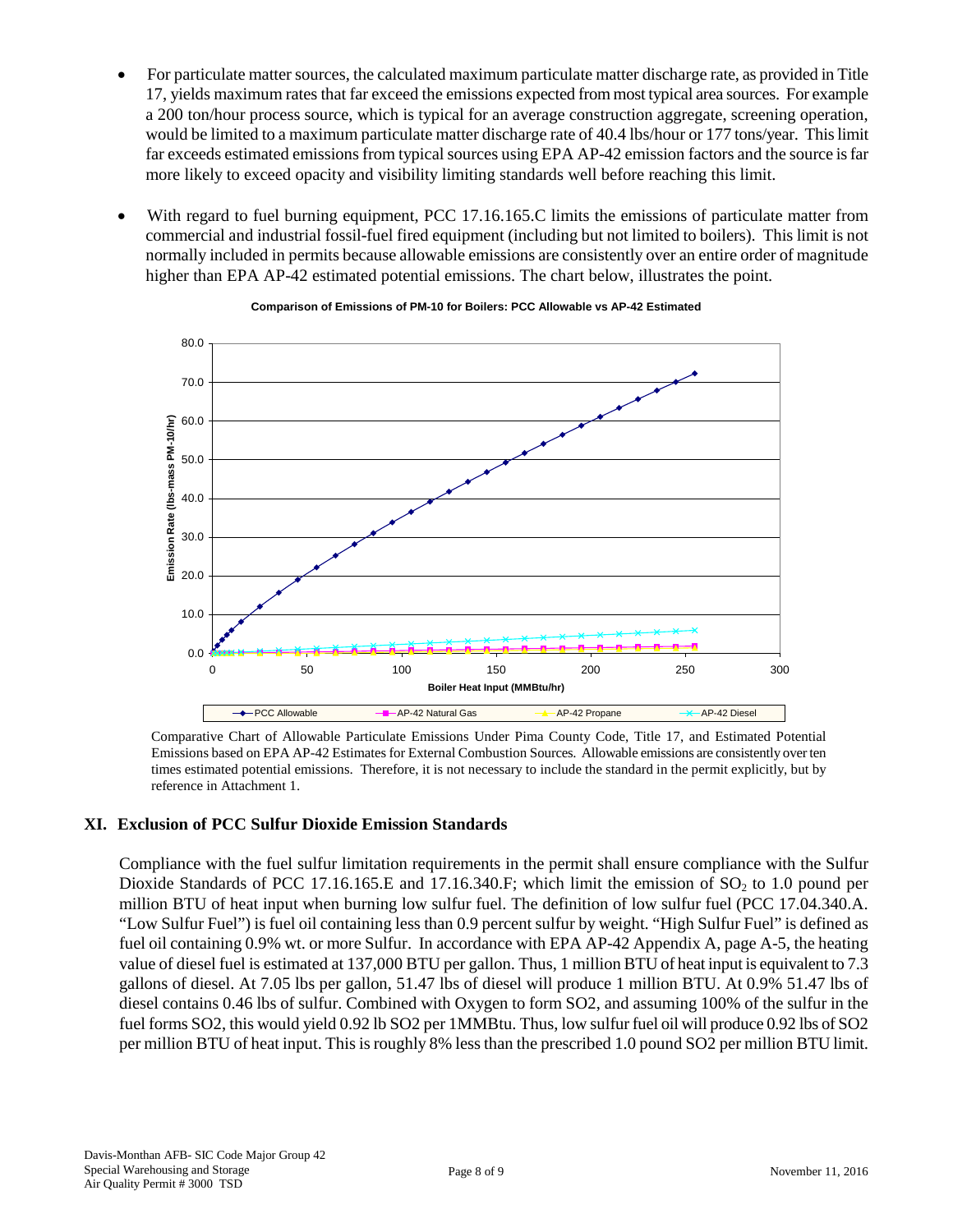- For particulate matter sources, the calculated maximum particulate matter discharge rate, as provided in Title 17, yields maximum rates that far exceed the emissions expected from most typical area sources. For example a 200 ton/hour process source, which is typical for an average construction aggregate, screening operation, would be limited to a maximum particulate matter discharge rate of 40.4 lbs/hour or 177 tons/year. This limit far exceeds estimated emissions from typical sources using EPA AP-42 emission factors and the source is far more likely to exceed opacity and visibility limiting standards well before reaching this limit.

- With regard to fuel burning equipment, PCC 17.16.165.C limits the emissions of particulate matter from commercial and industrial fossil-fuel fired equipment (including but not limited to boilers). This limit is not normally included in permits because allowable emissions are consistently over an entire order of magnitude higher than EPA AP-42 estimated potential emissions. The chart below, illustrates the point.

**Comparison of Emissions of PM-10 for Boilers: PCC Allowable vs AP-42 Estimated**

Comparative Chart of Allowable Particulate Emissions Under Pima County Code, Title 17, and Estimated Potential Emissions based on EPA AP-42 Estimates for External Combustion Sources. Allowable emissions are consistently over ten times estimated potential emissions. Therefore, it is not necessary to include the standard in the permit explicitly, but by reference in Attachment 1.

## XI. Exclusion of PCC Sulfur Dioxide Emission Standards

Compliance with the fuel sulfur limitation requirements in the permit shall ensure compliance with the Sulfur Dioxide Standards of PCC 17.16.165.E and 17.16.340.F; which limit the emission of $SO_2$ to 1.0 pound per million BTU of heat input when burning low sulfur fuel. The definition of low sulfur fuel (PCC 17.04.340.A. "Low Sulfur Fuel") is fuel oil containing less than 0.9 percent sulfur by weight. "High Sulfur Fuel" is defined as fuel oil containing 0.9% wt. or more Sulfur. In accordance with EPA AP-42 Appendix A, page A-5, the heating value of diesel fuel is estimated at 137,000 BTU per gallon. Thus, 1 million BTU of heat input is equivalent to 7.3 gallons of diesel. At 7.05 lbs per gallon, 51.47 lbs of diesel will produce 1 million BTU. At 0.9% 51.47 lbs of diesel contains 0.46 lbs of sulfur. Combined with Oxygen to form $SO_2$, and assuming 100% of the sulfur in the fuel forms $SO_2$, this would yield 0.92 lb $SO_2$ per 1MMBtu. Thus, low sulfur fuel oil will produce 0.92 lbs of $SO_2$ per million BTU of heat input. This is roughly 8% less than the prescribed 1.0 pound $SO_2$ per million BTU limit.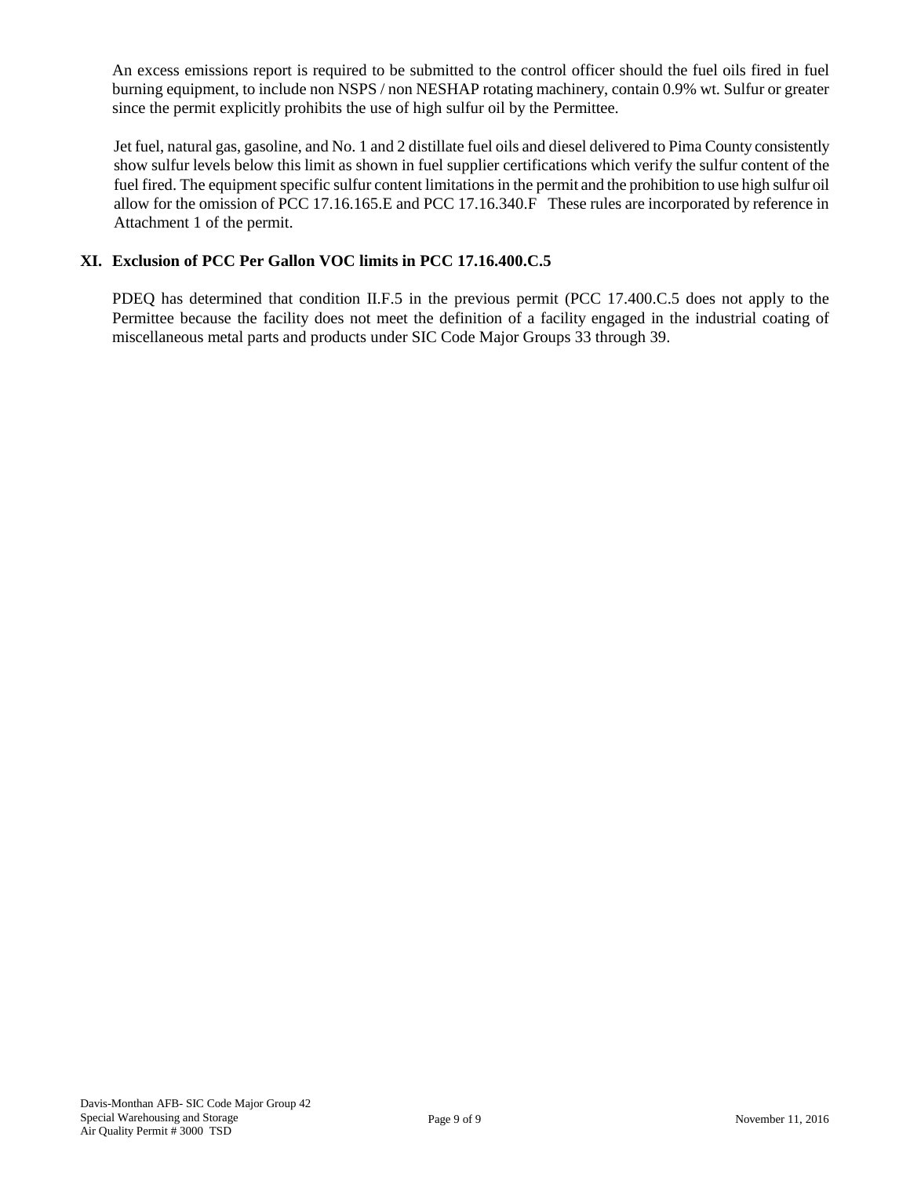An excess emissions report is required to be submitted to the control officer should the fuel oils fired in fuel burning equipment, to include non NSPS / non NESHAP rotating machinery, contain 0.9% wt. Sulfur or greater since the permit explicitly prohibits the use of high sulfur oil by the Permittee.

Jet fuel, natural gas, gasoline, and No. 1 and 2 distillate fuel oils and diesel delivered to Pima County consistently show sulfur levels below this limit as shown in fuel supplier certifications which verify the sulfur content of the fuel fired. The equipment specific sulfur content limitations in the permit and the prohibition to use high sulfur oil allow for the omission of PCC 17.16.165.E and PCC 17.16.340.F These rules are incorporated by reference in Attachment 1 of the permit.

## XI. Exclusion of PCC Per Gallon VOC limits in PCC 17.16.400.C.5

PDEQ has determined that condition II.F.5 in the previous permit (PCC 17.400.C.5 does not apply to the Permittee because the facility does not meet the definition of a facility engaged in the industrial coating of miscellaneous metal parts and products under SIC Code Major Groups 33 through 39.